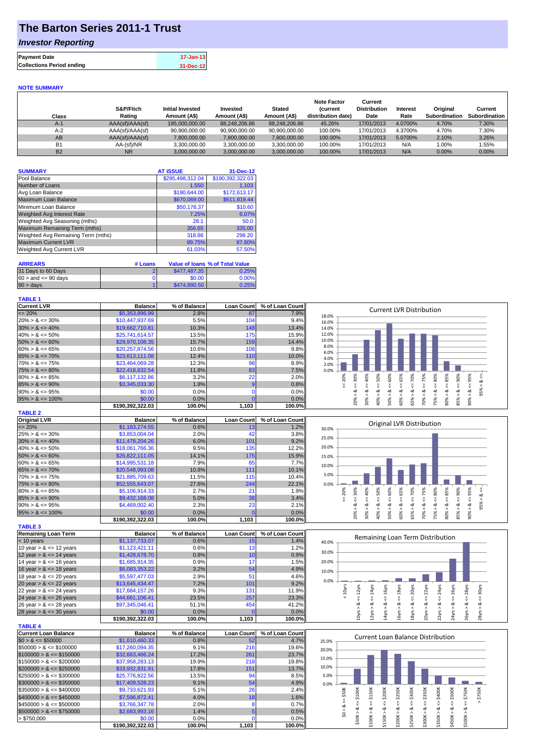# The Barton Series 2011-1 Trust

## *Investor Reporting*

| | |
|---|---|
| **Payment Date** | 17-Jan-13 |
| **Collections Period ending** | 31-Dec-12 |

**NOTE SUMMARY**

| Class | S&P/Fitch Rating | Initial Invested Amount (A$) | Invested Amount (A$) | Stated Amount (A$) | Note Factor (current distribution date) | Current Distribution Date | Interest Rate | Original Subordination | Current Subordination |
|---|---|---|---|---|---|---|---|---|---|
| A-1 | AAA(sf)/AAA(sf) | 195,000,000.00 | 88,248,206.86 | 88,248,206.86 | 45.26% | 17/01/2013 | 4.0700% | 4.70% | 7.30% |
| A-2 | AAA(sf)/AAA(sf) | 90,900,000.00 | 90,900,000.00 | 90,900,000.00 | 100.00% | 17/01/2013 | 4.3700% | 4.70% | 7.30% |
| AB | AAA(sf)/AAA(sf) | 7,800,000.00 | 7,800,000.00 | 7,800,000.00 | 100.00% | 17/01/2013 | 5.0700% | 2.10% | 3.26% |
| B1 | AA-(sf)/NR | 3,300,000.00 | 3,300,000.00 | 3,300,000.00 | 100.00% | 17/01/2013 | N/A | 1.00% | 1.55% |
| B2 | NR | 3,000,000.00 | 3,000,000.00 | 3,000,000.00 | 100.00% | 17/01/2013 | N/A | 0.00% | 0.00% |

| SUMMARY | AT ISSUE | 31-Dec-12 |
|---|---|---|
| Pool Balance | $295,498,312.04 | $190,392,322.03 |
| Number of Loans | 1,550 | 1,103 |
| Avg Loan Balance | $190,644.00 | $172,613.17 |
| Maximum Loan Balance | $670,069.00 | $611,819.44 |
| Minimum Loan Balance | $50,178.37 | $10.60 |
| Weighted Avg Interest Rate | 7.25% | 6.07% |
| Weighted Avg Seasoning (mths) | 28.1 | 50.0 |
| Maximum Remaining Term (mths) | 356.65 | 335.00 |
| Weighted Avg Remaining Term (mths) | 318.86 | 298.20 |
| Maximum Current LVR | 89.75% | 87.60% |
| Weighted Avg Current LVR | 61.03% | 57.50% |

| ARREARS | # Loans | Value of loans | % of Total Value |
|---|---|---|---|
| 31 Days to 60 Days | 2 | $477,487.35 | 0.25% |
| 60 > and <= 90 days | 0 | $0.00 | 0.00% |
| 90 > days | 1 | $474,890.50 | 0.25% |

**TABLE 1**

| Current LVR | Balance | % of Balance | Loan Count | % of Loan Count |
|---|---|---|---|---|
| <= 20% | $5,353,896.99 | 2.8% | 87 | 7.9% |
| 20% > & <= 30% | $10,447,937.69 | 5.5% | 104 | 9.4% |
| 30% > & <= 40% | $19,662,710.81 | 10.3% | 148 | 13.4% |
| 40% > & <= 50% | $25,741,614.57 | 13.5% | 175 | 15.9% |
| 50% > & <= 60% | $29,970,108.35 | 15.7% | 159 | 14.4% |
| 60% > & <= 65% | $20,257,874.56 | 10.6% | 108 | 9.8% |
| 65% > & <= 70% | $23,613,111.08 | 12.4% | 110 | 10.0% |
| 70% > & <= 75% | $23,464,069.28 | 12.3% | 98 | 8.9% |
| 75% > & <= 80% | $22,418,832.54 | 11.8% | 83 | 7.5% |
| 80% > & <= 85% | $6,117,132.86 | 3.2% | 22 | 2.0% |
| 85% > & <= 90% | $3,345,033.30 | 1.8% | 9 | 0.8% |
| 90% > & <= 95% | $0.00 | 0.0% | 0 | 0.0% |
| 95% > & <= 100% | $0.00 | 0.0% | 0 | 0.0% |
| | $190,392,322.03 | 100.0% | 1,103 | 100.0% |

Current LVR Distribution

18.0%
16.0%
14.0%
12.0%
10.0%
8.0%
6.0%
4.0%
2.0%
0.0%

<= 20%
20% > & <= 30%
30% > & <= 40%
40% > & <= 50%
50% > & <= 60%
60% > & <= 65%
65% > & <= 70%
70% > & <= 75%
75% > & <= 80%
80% > & <= 85%
85% > & <= 90%
90% > & <= 95%
95% > & <=

**TABLE 2**

| Original LVR | Balance | % of Balance | Loan Count | % of Loan Count |
|---|---|---|---|---|
| <= 20% | $1,183,274.55 | 0.6% | 13 | 1.2% |
| 25% > & <= 30% | $3,853,004.04 | 2.0% | 42 | 3.8% |
| 30% > & <= 40% | $11,478,204.26 | 6.0% | 101 | 9.2% |
| 40% > & <= 50% | $18,061,766.36 | 9.5% | 135 | 12.2% |
| 50% > & <= 60% | $26,822,111.05 | 14.1% | 175 | 15.9% |
| 60% > & <= 65% | $14,995,531.18 | 7.9% | 85 | 7.7% |
| 65% > & <= 70% | $20,548,993.08 | 10.8% | 111 | 10.1% |
| 70% > & <= 75% | $21,885,709.63 | 11.5% | 115 | 10.4% |
| 75% > & <= 80% | $52,555,643.07 | 27.6% | 244 | 22.1% |
| 80% > & <= 85% | $5,106,914.33 | 2.7% | 21 | 1.9% |
| 85% > & <= 90% | $9,432,168.08 | 5.0% | 38 | 3.4% |
| 90% > & <= 95% | $4,469,002.40 | 2.3% | 23 | 2.1% |
| 95% > & <= 100% | $0.00 | 0.0% | 0 | 0.0% |
| | $190,392,322.03 | 100.0% | 1,103 | 100.0% |

Original LVR Distribution

30.0%
25.0%
20.0%
15.0%
10.0%
5.0%
0.0%

<= 20%
20% > & <= 30%
30% > & <= 40%
40% > & <= 50%
50% > & <= 60%
60% > & <= 65%
65% > & <= 70%
70% > & <= 75%
75% > & <= 80%
80% > & <= 85%
85% > & <= 90%
90% > & <= 95%
95% > & <=

**TABLE 3**

| Remaining Loan Term | Balance | % of Balance | Loan Count | % of Loan Count |
|---|---|---|---|---|
| < 10 years | $1,137,733.07 | 0.6% | 15 | 1.4% |
| 10 year > & <= 12 years | $1,123,421.11 | 0.6% | 13 | 1.2% |
| 12 year > & <= 14 years | $1,428,678.70 | 0.8% | 10 | 0.9% |
| 14 year > & <= 16 years | $1,685,914.35 | 0.9% | 17 | 1.5% |
| 16 year > & <= 18 years | $6,083,353.22 | 3.2% | 54 | 4.9% |
| 18 year > & <= 20 years | $5,597,477.03 | 2.9% | 51 | 4.6% |
| 20 year > & <= 22 years | $13,645,434.47 | 7.2% | 101 | 9.2% |
| 22 year > & <= 24 years | $17,684,157.26 | 9.3% | 131 | 11.9% |
| 24 year > & <= 26 years | $44,661,106.41 | 23.5% | 257 | 23.3% |
| 26 year > & <= 28 years | $97,345,046.41 | 51.1% | 454 | 41.2% |
| 28 year > & <= 30 years | $0.00 | 0.0% | 0 | 0.0% |
| | $190,392,322.03 | 100.0% | 1,103 | 100.0% |

Remaining Loan Term Distribution

40.0%
30.0%
20.0%
10.0%
0.0%

< 10yrs
10yrs > & <= 12yrs
12yrs > & <= 14yrs
14yrs > & <= 16yrs
16yrs > & <= 18yrs
18yrs > & <= 20yrs
20yrs > & <= 22yrs
22yrs > & <= 24yrs
24yrs > & <= 26yrs
26yrs > & <= 28yrs
28yrs > & <= 30yrs

**TABLE 4**

| Current Loan Balance | Balance | % of Balance | Loan Count | % of Loan Count |
|---|---|---|---|---|
| $0 > & <= $50000 | $1,610,460.33 | 0.8% | 52 | 4.7% |
| $50000 > & <= $100000 | $17,260,094.35 | 9.1% | 216 | 19.6% |
| $100000 > & <= $150000 | $32,663,466.24 | 17.2% | 261 | 23.7% |
| $150000 > & <= $200000 | $37,958,283.13 | 19.9% | 218 | 19.8% |
| $200000 > & <= $250000 | $33,932,831.91 | 17.8% | 151 | 13.7% |
| $250000 > & <= $300000 | $25,776,822.56 | 13.5% | 94 | 8.5% |
| $300000 > & <= $350000 | $17,409,528.23 | 9.1% | 54 | 4.9% |
| $350000 > & <= $400000 | $9,733,621.93 | 5.1% | 26 | 2.4% |
| $400000 > & <= $450000 | $7,596,872.41 | 4.0% | 18 | 1.6% |
| $450000 > & <= $500000 | $3,766,347.78 | 2.0% | 8 | 0.7% |
| $500000 > & <= $750000 | $2,683,993.16 | 1.4% | 5 | 0.5% |
| > $750,000 | $0.00 | 0.0% | 0 | 0.0% |
| | $190,392,322.03 | 100.0% | 1,103 | 100.0% |

Current Loan Balance Distribution

25.0%
20.0%
15.0%
10.0%
5.0%
0.0%

$0 > & <= $50K
$50K > & <= $100K
$100K > & <= $150K
$150K > & <= $200K
$200K > & <= $250K
$250K > & <= $300K
$300K > & <= $350K
$350K > & <= $400K
$400K > & <= $500K
$450K > & <= $750K
$500K > & <= $750K
> $750K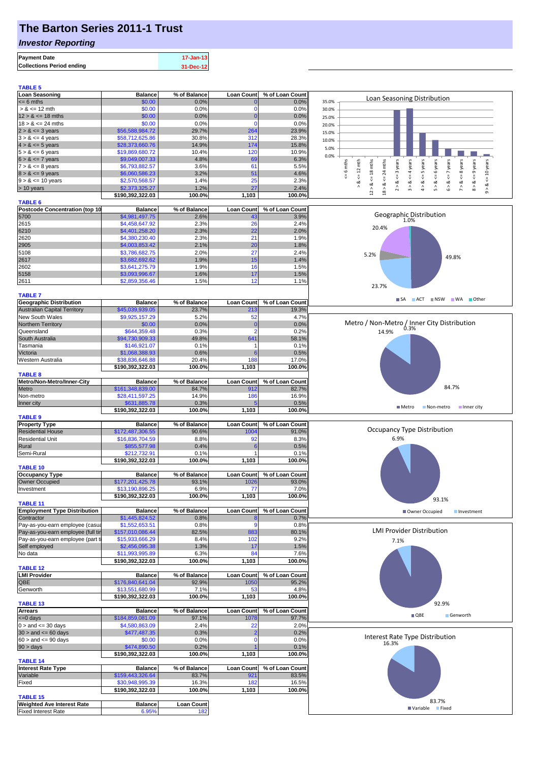# The Barton Series 2011-1 Trust

## *Investor Reporting*

| | |
|---|---|
| **Payment Date** | **17-Jan-13** |
| **Collections Period ending** | **31-Dec-12** |

**TABLE 5**

| Loan Seasoning | Balance | % of Balance | Loan Count | % of Loan Count |
|---|---|---|---|---|
| <= 6 mths | $0.00 | 0.0% | 0 | 0.0% |
| > & <= 12 mth | $0.00 | 0.0% | 0 | 0.0% |
| 12 > & <= 18 mths | $0.00 | 0.0% | 0 | 0.0% |
| 18 > & <= 24 mths | $0.00 | 0.0% | 0 | 0.0% |
| 2 > & <= 3 years | $56,588,984.72 | 29.7% | 264 | 23.9% |
| 3 > & <= 4 years | $58,712,625.86 | 30.8% | 312 | 28.3% |
| 4 > & <= 5 years | $28,373,660.76 | 14.9% | 174 | 15.8% |
| 5 > & <= 6 years | $19,869,680.72 | 10.4% | 120 | 10.9% |
| 6 > & <= 7 years | $9,049,007.33 | 4.8% | 69 | 6.3% |
| 7 > & <= 8 years | $6,793,882.57 | 3.6% | 61 | 5.5% |
| 8 > & <= 9 years | $6,060,586.23 | 3.2% | 51 | 4.6% |
| 9 > & <= 10 years | $2,570,568.57 | 1.4% | 25 | 2.3% |
| > 10 years | $2,373,325.27 | 1.2% | 27 | 2.4% |
| | **$190,392,322.03** | **100.0%** | **1,103** | **100.0%** |

Loan Seasoning Distribution

35.0%
30.0%
25.0%
20.0%
15.0%
10.0%
5.0%
0.0%

<= 6 mths
> & <= 12 mth
12 > & <= 18 mths
18 > & <= 24 mths
2 > & <= 3 years
3 > & <= 4 years
4 > & <= 5 years
5 > & <= 6 years
6 > & <= 7 years
7 > & <= 8 years
8 > & <= 9 years
9 > & <= 10 years

**TABLE 6**

| Postcode Concentration (top 10) | Balance | % of Balance | Loan Count | % of Loan Count |
|---|---|---|---|---|
| 5700 | $4,981,497.75 | 2.6% | 43 | 3.9% |
| 2615 | $4,458,647.92 | 2.3% | 26 | 2.4% |
| 6210 | $4,401,258.20 | 2.3% | 22 | 2.0% |
| 2620 | $4,380,230.40 | 2.3% | 21 | 1.9% |
| 2905 | $4,003,853.42 | 2.1% | 20 | 1.8% |
| 5108 | $3,786,682.75 | 2.0% | 27 | 2.4% |
| 2617 | $3,682,692.62 | 1.9% | 15 | 1.4% |
| 2602 | $3,641,275.79 | 1.9% | 16 | 1.5% |
| 5158 | $3,093,996.67 | 1.6% | 17 | 1.5% |
| 2611 | $2,859,356.46 | 1.5% | 12 | 1.1% |

Geographic Distribution

1.0%
20.4%
5.2%
49.8%
23.7%

SA ACT NSW WA Other

**TABLE 7**

| Geographic Distribution | Balance | % of Balance | Loan Count | % of Loan Count |
|---|---|---|---|---|
| Australian Capital Territory | $45,039,939.05 | 23.7% | 213 | 19.3% |
| New South Wales | $9,925,157.29 | 5.2% | 52 | 4.7% |
| Northern Territory | $0.00 | 0.0% | 0 | 0.0% |
| Queensland | $644,359.48 | 0.3% | 2 | 0.2% |
| South Australia | $94,730,909.33 | 49.8% | 641 | 58.1% |
| Tasmania | $146,921.07 | 0.1% | 1 | 0.1% |
| Victoria | $1,068,388.93 | 0.6% | 6 | 0.5% |
| Western Australia | $38,836,646.88 | 20.4% | 188 | 17.0% |
| | **$190,392,322.03** | **100.0%** | **1,103** | **100.0%** |

Metro / Non-Metro / Inner City Distribution

0.3%
14.9%
84.7%

Metro Non-metro Inner city

**TABLE 8**

| Metro/Non-Metro/Inner-City | Balance | % of Balance | Loan Count | % of Loan Count |
|---|---|---|---|---|
| Metro | $161,348,839.00 | 84.7% | 912 | 82.7% |
| Non-metro | $28,411,597.25 | 14.9% | 186 | 16.9% |
| Inner city | $631,885.78 | 0.3% | 5 | 0.5% |
| | **$190,392,322.03** | **100.0%** | **1,103** | **100.0%** |

**TABLE 9**

| Property Type | Balance | % of Balance | Loan Count | % of Loan Count |
|---|---|---|---|---|
| Residential House | $172,487,306.55 | 90.6% | 1004 | 91.0% |
| Residential Unit | $16,836,704.59 | 8.8% | 92 | 8.3% |
| Rural | $855,577.98 | 0.4% | 6 | 0.5% |
| Semi-Rural | $212,732.91 | 0.1% | 1 | 0.1% |
| | **$190,392,322.03** | **100.0%** | **1,103** | **100.0%** |

Occupancy Type Distribution

6.9%
93.1%

Owner Occupied Investment

**TABLE 10**

| Occupancy Type | Balance | % of Balance | Loan Count | % of Loan Count |
|---|---|---|---|---|
| Owner Occupied | $177,201,425.78 | 93.1% | 1026 | 93.0% |
| Investment | $13,190,896.25 | 6.9% | 77 | 7.0% |
| | **$190,392,322.03** | **100.0%** | **1,103** | **100.0%** |

**TABLE 11**

| Employment Type Distribution | Balance | % of Balance | Loan Count | % of Loan Count |
|---|---|---|---|---|
| Contractor | $1,445,824.52 | 0.8% | 8 | 0.7% |
| Pay-as-you-earn employee (casua | $1,552,653.51 | 0.8% | 9 | 0.8% |
| Pay-as-you-earn employee (full tir | $157,010,086.44 | 82.5% | 883 | 80.1% |
| Pay-as-you-earn employee (part ti | $15,933,666.29 | 8.4% | 102 | 9.2% |
| Self employed | $2,456,095.38 | 1.3% | 17 | 1.5% |
| No data | $11,993,995.89 | 6.3% | 84 | 7.6% |
| | **$190,392,322.03** | **100.0%** | **1,103** | **100.0%** |

LMI Provider Distribution

7.1%
92.9%

QBE Genworth

**TABLE 12**

| LMI Provider | Balance | % of Balance | Loan Count | % of Loan Count |
|---|---|---|---|---|
| QBE | $176,840,641.04 | 92.9% | 1050 | 95.2% |
| Genworth | $13,551,680.99 | 7.1% | 53 | 4.8% |
| | **$190,392,322.03** | **100.0%** | **1,103** | **100.0%** |

**TABLE 13**

| Arrears | Balance | % of Balance | Loan Count | % of Loan Count |
|---|---|---|---|---|
| <=0 days | $184,859,081.09 | 97.1% | 1078 | 97.7% |
| 0 > and <= 30 days | $4,580,863.09 | 2.4% | 22 | 2.0% |
| 30 > and <= 60 days | $477,487.35 | 0.3% | 2 | 0.2% |
| 60 > and <= 90 days | $0.00 | 0.0% | 0 | 0.0% |
| 90 > days | $474,890.50 | 0.2% | 1 | 0.1% |
| | **$190,392,322.03** | **100.0%** | **1,103** | **100.0%** |

Interest Rate Type Distribution

16.3%
83.7%

Variable Fixed

**TABLE 14**

| Interest Rate Type | Balance | % of Balance | Loan Count | % of Loan Count |
|---|---|---|---|---|
| Variable | $159,443,326.64 | 83.7% | 921 | 83.5% |
| Fixed | $30,948,995.39 | 16.3% | 182 | 16.5% |
| | **$190,392,322.03** | **100.0%** | **1,103** | **100.0%** |

**TABLE 15**

| Weighted Ave Interest Rate | Balance | Loan Count |
|---|---|---|
| Fixed Interest Rate | 6.95% | 182 |